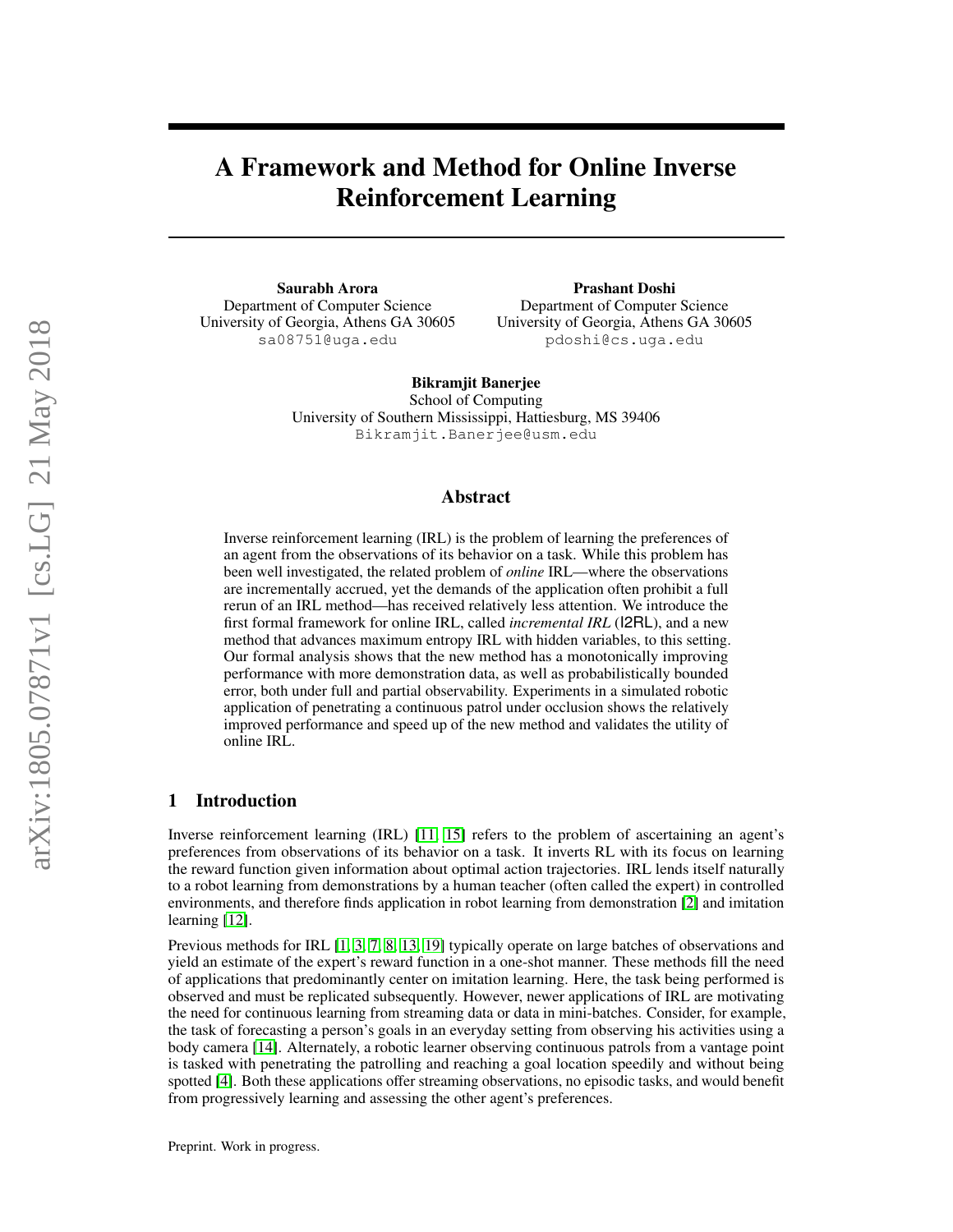# A Framework and Method for Online Inverse Reinforcement Learning

**Saurabh Arora**
Department of Computer Science
University of Georgia, Athens GA 30605
sa08751@uga.edu

**Prashant Doshi**
Department of Computer Science
University of Georgia, Athens GA 30605
pdoshi@cs.uga.edu

**Bikramjit Banerjee**
School of Computing
University of Southern Mississippi, Hattiesburg, MS 39406
Bikramjit.Banerjee@usm.edu

## Abstract

Inverse reinforcement learning (IRL) is the problem of learning the preferences of an agent from the observations of its behavior on a task. While this problem has been well investigated, the related problem of *online* IRL—where the observations are incrementally accrued, yet the demands of the application often prohibit a full rerun of an IRL method—has received relatively less attention. We introduce the first formal framework for online IRL, called *incremental IRL* (I2RL), and a new method that advances maximum entropy IRL with hidden variables, to this setting. Our formal analysis shows that the new method has a monotonically improving performance with more demonstration data, as well as probabilistically bounded error, both under full and partial observability. Experiments in a simulated robotic application of penetrating a continuous patrol under occlusion shows the relatively improved performance and speed up of the new method and validates the utility of online IRL.

## 1 Introduction

Inverse reinforcement learning (IRL) [11, 15] refers to the problem of ascertaining an agent's preferences from observations of its behavior on a task. It inverts RL with its focus on learning the reward function given information about optimal action trajectories. IRL lends itself naturally to a robot learning from demonstrations by a human teacher (often called the expert) in controlled environments, and therefore finds application in robot learning from demonstration [2] and imitation learning [12].

Previous methods for IRL [1, 3, 7, 8, 13, 19] typically operate on large batches of observations and yield an estimate of the expert's reward function in a one-shot manner. These methods fill the need of applications that predominantly center on imitation learning. Here, the task being performed is observed and must be replicated subsequently. However, newer applications of IRL are motivating the need for continuous learning from streaming data or data in mini-batches. Consider, for example, the task of forecasting a person's goals in an everyday setting from observing his activities using a body camera [14]. Alternately, a robotic learner observing continuous patrols from a vantage point is tasked with penetrating the patrolling and reaching a goal location speedily and without being spotted [4]. Both these applications offer streaming observations, no episodic tasks, and would benefit from progressively learning and assessing the other agent's preferences.

Preprint. Work in progress.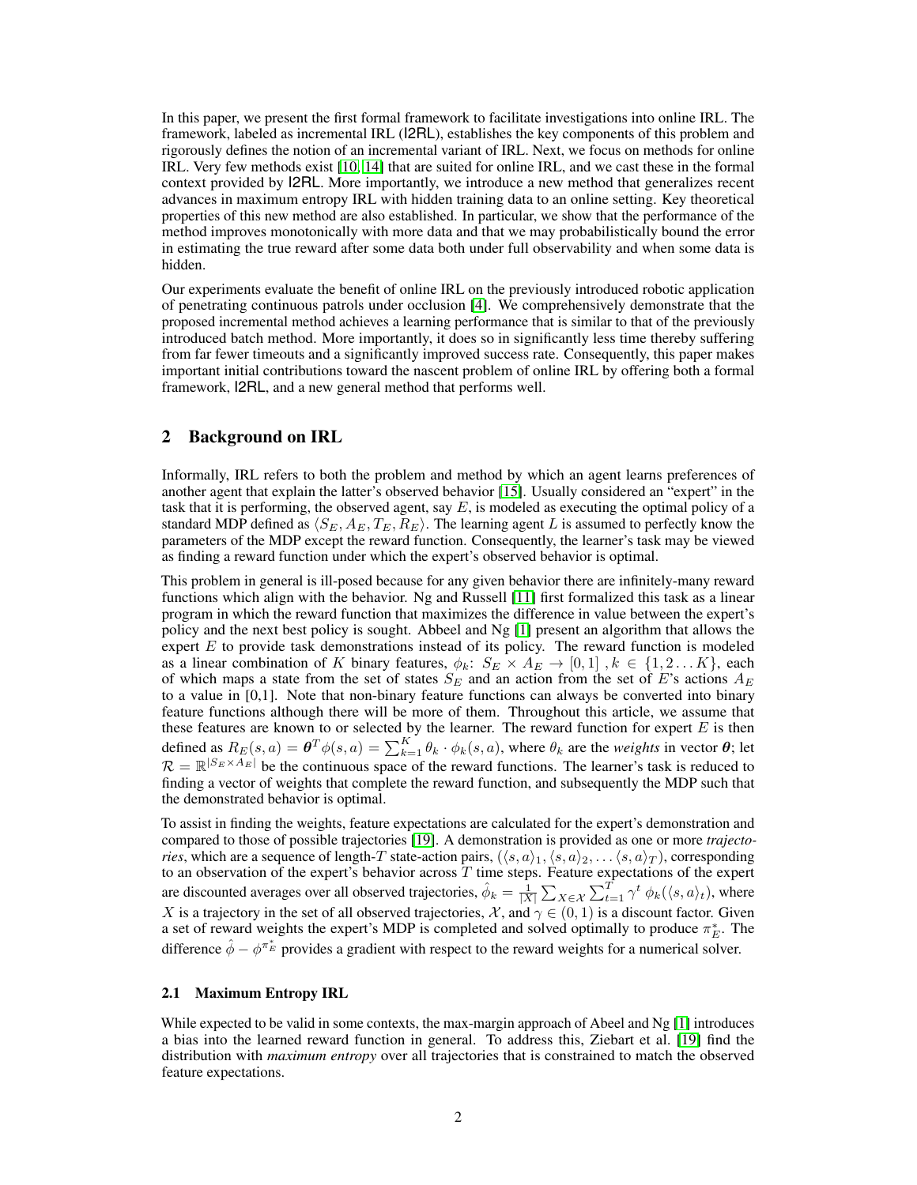In this paper, we present the first formal framework to facilitate investigations into online IRL. The framework, labeled as incremental IRL (I2RL), establishes the key components of this problem and rigorously defines the notion of an incremental variant of IRL. Next, we focus on methods for online IRL. Very few methods exist [10, 14] that are suited for online IRL, and we cast these in the formal context provided by I2RL. More importantly, we introduce a new method that generalizes recent advances in maximum entropy IRL with hidden training data to an online setting. Key theoretical properties of this new method are also established. In particular, we show that the performance of the method improves monotonically with more data and that we may probabilistically bound the error in estimating the true reward after some data both under full observability and when some data is hidden.

Our experiments evaluate the benefit of online IRL on the previously introduced robotic application of penetrating continuous patrols under occlusion [4]. We comprehensively demonstrate that the proposed incremental method achieves a learning performance that is similar to that of the previously introduced batch method. More importantly, it does so in significantly less time thereby suffering from far fewer timeouts and a significantly improved success rate. Consequently, this paper makes important initial contributions toward the nascent problem of online IRL by offering both a formal framework, I2RL, and a new general method that performs well.

## 2 Background on IRL

Informally, IRL refers to both the problem and method by which an agent learns preferences of another agent that explain the latter's observed behavior [15]. Usually considered an "expert" in the task that it is performing, the observed agent, say $E$, is modeled as executing the optimal policy of a standard MDP defined as $\langle S_E, A_E, T_E, R_E \rangle$. The learning agent $L$ is assumed to perfectly know the parameters of the MDP except the reward function. Consequently, the learner's task may be viewed as finding a reward function under which the expert's observed behavior is optimal.

This problem in general is ill-posed because for any given behavior there are infinitely-many reward functions which align with the behavior. Ng and Russell [11] first formalized this task as a linear program in which the reward function that maximizes the difference in value between the expert's policy and the next best policy is sought. Abbeel and Ng [1] present an algorithm that allows the expert $E$ to provide task demonstrations instead of its policy. The reward function is modeled as a linear combination of $K$ binary features, $\phi_k$: $S_E \times A_E \rightarrow [0,1]$ , $k \in \{1, 2 \dots K\}$, each of which maps a state from the set of states $S_E$ and an action from the set of $E$'s actions $A_E$ to a value in [0,1]. Note that non-binary feature functions can always be converted into binary feature functions although there will be more of them. Throughout this article, we assume that these features are known to or selected by the learner. The reward function for expert $E$ is then defined as $R_E(s,a) = \boldsymbol{\theta}^T \phi(s,a) = \sum_{k=1}^{K} \theta_k \cdot \phi_k(s,a)$, where $\theta_k$ are the *weights* in vector $\boldsymbol{\theta}$; let $\mathcal{R} = \mathbb{R}^{|S_E \times A_E|}$ be the continuous space of the reward functions. The learner's task is reduced to finding a vector of weights that complete the reward function, and subsequently the MDP such that the demonstrated behavior is optimal.

To assist in finding the weights, feature expectations are calculated for the expert's demonstration and compared to those of possible trajectories [19]. A demonstration is provided as one or more *trajectories*, which are a sequence of length-$T$ state-action pairs, $(\langle s,a \rangle_1, \langle s,a \rangle_2, \dots \langle s,a \rangle_T)$, corresponding to an observation of the expert's behavior across $T$ time steps. Feature expectations of the expert are discounted averages over all observed trajectories, $\hat{\phi}_k = \frac{1}{|X|} \sum_{X \in \mathcal{X}} \sum_{t=1}^{T} \gamma^t \ \phi_k(\langle s,a \rangle_t)$, where $X$ is a trajectory in the set of all observed trajectories, $\mathcal{X}$, and $\gamma \in (0,1)$ is a discount factor. Given a set of reward weights the expert's MDP is completed and solved optimally to produce $\pi_E^*$. The difference $\hat{\phi} - \phi^{\pi_E^*}$ provides a gradient with respect to the reward weights for a numerical solver.

### 2.1 Maximum Entropy IRL

While expected to be valid in some contexts, the max-margin approach of Abeel and Ng [1] introduces a bias into the learned reward function in general. To address this, Ziebart et al. [19] find the distribution with *maximum entropy* over all trajectories that is constrained to match the observed feature expectations.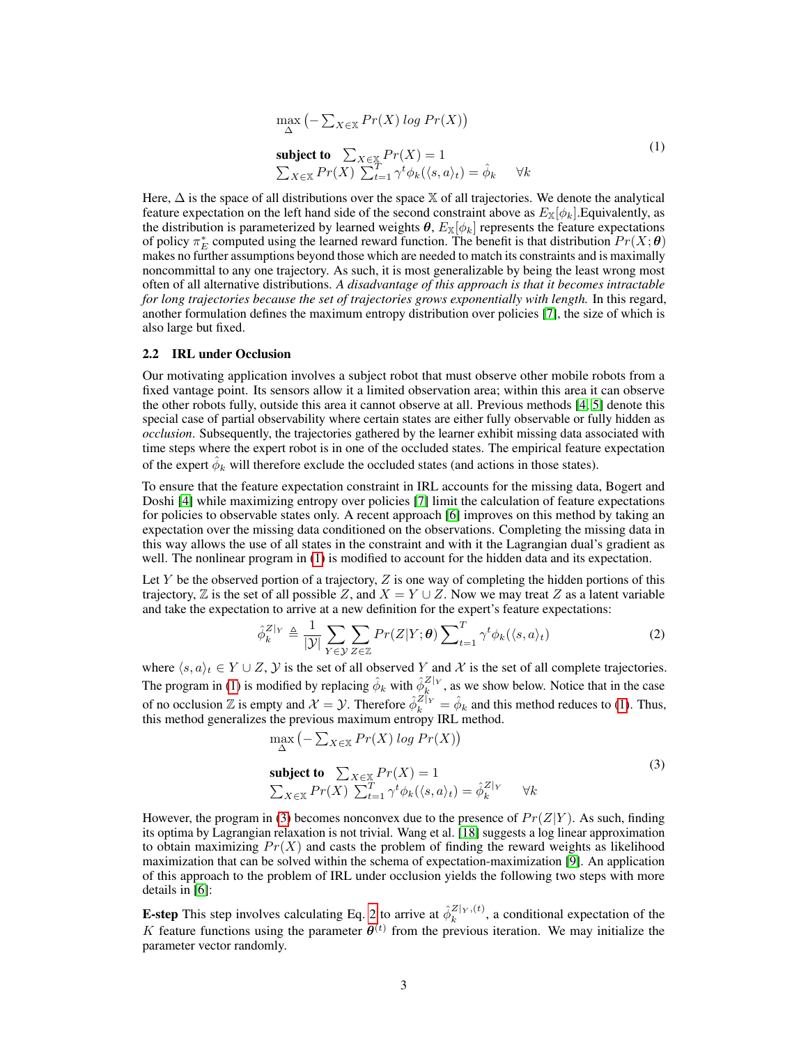$$
\begin{aligned}
&\max_{\Delta} \left( -\sum_{X \in \mathbb{X}} Pr(X)\ log\ Pr(X) \right) \\
&\textbf{subject to} \quad \sum_{X \in \mathbb{X}} Pr(X) = 1 \\
&\sum_{X \in \mathbb{X}} Pr(X) \sum_{t=1}^{T} \gamma^t \phi_k(\langle s, a \rangle_t) = \hat{\phi}_k \qquad \forall k
\end{aligned}
\tag{1}
$$

Here, $\Delta$ is the space of all distributions over the space $\mathbb{X}$ of all trajectories. We denote the analytical feature expectation on the left hand side of the second constraint above as $E_{\mathbb{X}}[\phi_k]$.Equivalently, as the distribution is parameterized by learned weights $\boldsymbol{\theta}$, $E_{\mathbb{X}}[\phi_k]$ represents the feature expectations of policy $\pi_E^*$ computed using the learned reward function. The benefit is that distribution $Pr(X; \boldsymbol{\theta})$ makes no further assumptions beyond those which are needed to match its constraints and is maximally noncommittal to any one trajectory. As such, it is most generalizable by being the least wrong most often of all alternative distributions. *A disadvantage of this approach is that it becomes intractable for long trajectories because the set of trajectories grows exponentially with length.* In this regard, another formulation defines the maximum entropy distribution over policies [7], the size of which is also large but fixed.

### 2.2 IRL under Occlusion

Our motivating application involves a subject robot that must observe other mobile robots from a fixed vantage point. Its sensors allow it a limited observation area; within this area it can observe the other robots fully, outside this area it cannot observe at all. Previous methods [4, 5] denote this special case of partial observability where certain states are either fully observable or fully hidden as *occlusion*. Subsequently, the trajectories gathered by the learner exhibit missing data associated with time steps where the expert robot is in one of the occluded states. The empirical feature expectation of the expert $\hat{\phi}_k$ will therefore exclude the occluded states (and actions in those states).

To ensure that the feature expectation constraint in IRL accounts for the missing data, Bogert and Doshi [4] while maximizing entropy over policies [7] limit the calculation of feature expectations for policies to observable states only. A recent approach [6] improves on this method by taking an expectation over the missing data conditioned on the observations. Completing the missing data in this way allows the use of all states in the constraint and with it the Lagrangian dual's gradient as well. The nonlinear program in (1) is modified to account for the hidden data and its expectation.

Let $Y$ be the observed portion of a trajectory, $Z$ is one way of completing the hidden portions of this trajectory, $\mathbb{Z}$ is the set of all possible $Z$, and $X = Y \cup Z$. Now we may treat $Z$ as a latent variable and take the expectation to arrive at a new definition for the expert's feature expectations:

$$
\hat{\phi}_k^{Z|_Y} \triangleq \frac{1}{|\mathcal{Y}|} \sum_{Y \in \mathcal{Y}} \sum_{Z \in \mathbb{Z}} Pr(Z|Y; \boldsymbol{\theta}) \sum_{t=1}^{T} \gamma^t \phi_k(\langle s, a \rangle_t) \tag{2}
$$

where $\langle s, a \rangle_t \in Y \cup Z$, $\mathcal{Y}$ is the set of all observed $Y$ and $\mathcal{X}$ is the set of all complete trajectories. The program in (1) is modified by replacing $\hat{\phi}_k$ with $\hat{\phi}_k^{Z|_Y}$, as we show below. Notice that in the case of no occlusion $\mathbb{Z}$ is empty and $\mathcal{X} = \mathcal{Y}$. Therefore $\hat{\phi}_k^{Z|_Y} = \hat{\phi}_k$ and this method reduces to (1). Thus, this method generalizes the previous maximum entropy IRL method.

$$
\begin{aligned}
&\max_{\Delta} \left( -\sum_{X \in \mathbb{X}} Pr(X)\ log\ Pr(X) \right) \\
&\textbf{subject to} \quad \sum_{X \in \mathbb{X}} Pr(X) = 1 \\
&\sum_{X \in \mathbb{X}} Pr(X) \sum_{t=1}^{T} \gamma^t \phi_k(\langle s, a \rangle_t) = \hat{\phi}_k^{Z|_Y} \qquad \forall k
\end{aligned}
\tag{3}
$$

However, the program in (3) becomes nonconvex due to the presence of $Pr(Z|Y)$. As such, finding its optima by Lagrangian relaxation is not trivial. Wang et al. [18] suggests a log linear approximation to obtain maximizing $Pr(X)$ and casts the problem of finding the reward weights as likelihood maximization that can be solved within the schema of expectation-maximization [9]. An application of this approach to the problem of IRL under occlusion yields the following two steps with more details in [6]:

**E-step** This step involves calculating Eq. 2 to arrive at $\hat{\phi}_k^{Z|_Y,(t)}$, a conditional expectation of the $K$ feature functions using the parameter $\boldsymbol{\theta}^{(t)}$ from the previous iteration. We may initialize the parameter vector randomly.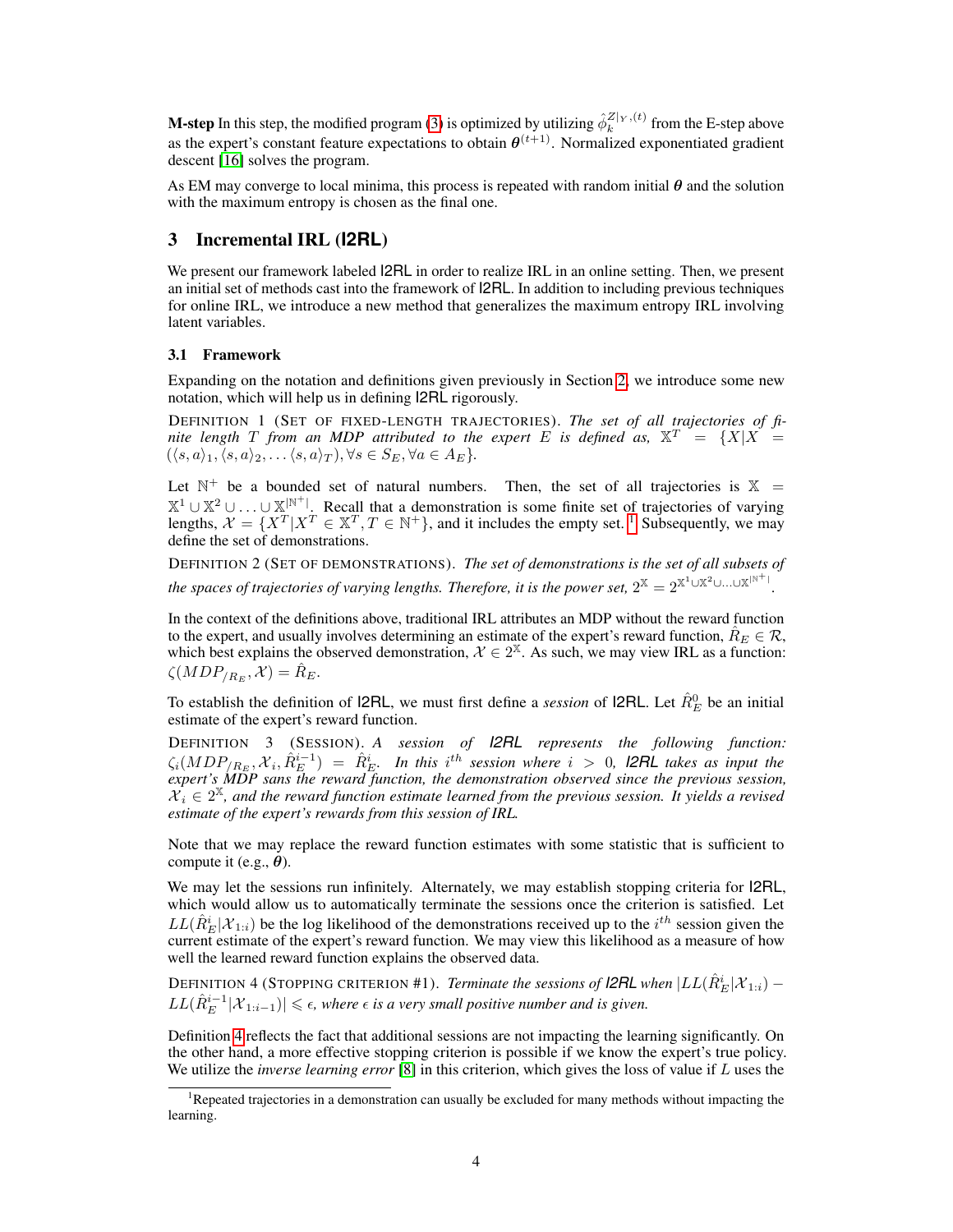**M-step** In this step, the modified program (3) is optimized by utilizing $\hat{\phi}_k^{Z|_Y,(t)}$ from the E-step above as the expert's constant feature expectations to obtain $\boldsymbol{\theta}^{(t+1)}$. Normalized exponentiated gradient descent [16] solves the program.

As EM may converge to local minima, this process is repeated with random initial $\boldsymbol{\theta}$ and the solution with the maximum entropy is chosen as the final one.

## 3 Incremental IRL (I2RL)

We present our framework labeled I2RL in order to realize IRL in an online setting. Then, we present an initial set of methods cast into the framework of I2RL. In addition to including previous techniques for online IRL, we introduce a new method that generalizes the maximum entropy IRL involving latent variables.

### 3.1 Framework

Expanding on the notation and definitions given previously in Section 2, we introduce some new notation, which will help us in defining I2RL rigorously.

DEFINITION 1 (SET OF FIXED-LENGTH TRAJECTORIES). *The set of all trajectories of finite length $T$ from an MDP attributed to the expert $E$ is defined as,* $\mathbb{X}^T = \{X | X = (\langle s,a\rangle_1, \langle s,a\rangle_2, \ldots \langle s,a\rangle_T), \forall s \in S_E, \forall a \in A_E\}$.

Let $\mathbb{N}^+$ be a bounded set of natural numbers. Then, the set of all trajectories is $\mathbb{X} = \mathbb{X}^1 \cup \mathbb{X}^2 \cup \ldots \cup \mathbb{X}^{|\mathbb{N}^+|}$. Recall that a demonstration is some finite set of trajectories of varying lengths, $\mathcal{X} = \{X^T | X^T \in \mathbb{X}^T, T \in \mathbb{N}^+\}$, and it includes the empty set. [1] Subsequently, we may define the set of demonstrations.

DEFINITION 2 (SET OF DEMONSTRATIONS). *The set of demonstrations is the set of all subsets of the spaces of trajectories of varying lengths. Therefore, it is the power set,* $2^{\mathbb{X}} = 2^{\mathbb{X}^1 \cup \mathbb{X}^2 \cup \ldots \cup \mathbb{X}^{|\mathbb{N}^+|}}$.

In the context of the definitions above, traditional IRL attributes an MDP without the reward function to the expert, and usually involves determining an estimate of the expert's reward function, $\hat{R}_E \in \mathcal{R}$, which best explains the observed demonstration, $\mathcal{X} \in 2^{\mathbb{X}}$. As such, we may view IRL as a function: $\zeta(MDP_{/R_E}, \mathcal{X}) = \hat{R}_E$.

To establish the definition of I2RL, we must first define a *session* of I2RL. Let $\hat{R}_E^0$ be an initial estimate of the expert's reward function.

DEFINITION 3 (SESSION). *A session of I2RL represents the following function:* $\zeta_i(MDP_{/R_E}, \mathcal{X}_i, \hat{R}_E^{i-1}) = \hat{R}_E^i$. *In this $i^{th}$ session where $i > 0$, I2RL takes as input the expert's MDP sans the reward function, the demonstration observed since the previous session, $\mathcal{X}_i \in 2^{\mathbb{X}}$, and the reward function estimate learned from the previous session. It yields a revised estimate of the expert's rewards from this session of IRL.*

Note that we may replace the reward function estimates with some statistic that is sufficient to compute it (e.g., $\boldsymbol{\theta}$).

We may let the sessions run infinitely. Alternately, we may establish stopping criteria for I2RL, which would allow us to automatically terminate the sessions once the criterion is satisfied. Let $LL(\hat{R}_E^i | \mathcal{X}_{1:i})$ be the log likelihood of the demonstrations received up to the $i^{th}$ session given the current estimate of the expert's reward function. We may view this likelihood as a measure of how well the learned reward function explains the observed data.

DEFINITION 4 (STOPPING CRITERION #1). *Terminate the sessions of I2RL when* $|LL(\hat{R}_E^i | \mathcal{X}_{1:i}) - LL(\hat{R}_E^{i-1} | \mathcal{X}_{1:i-1})| \leqslant \epsilon$, *where $\epsilon$ is a very small positive number and is given.*

Definition 4 reflects the fact that additional sessions are not impacting the learning significantly. On the other hand, a more effective stopping criterion is possible if we know the expert's true policy. We utilize the *inverse learning error* [8] in this criterion, which gives the loss of value if $L$ uses the

[1] Repeated trajectories in a demonstration can usually be excluded for many methods without impacting the learning.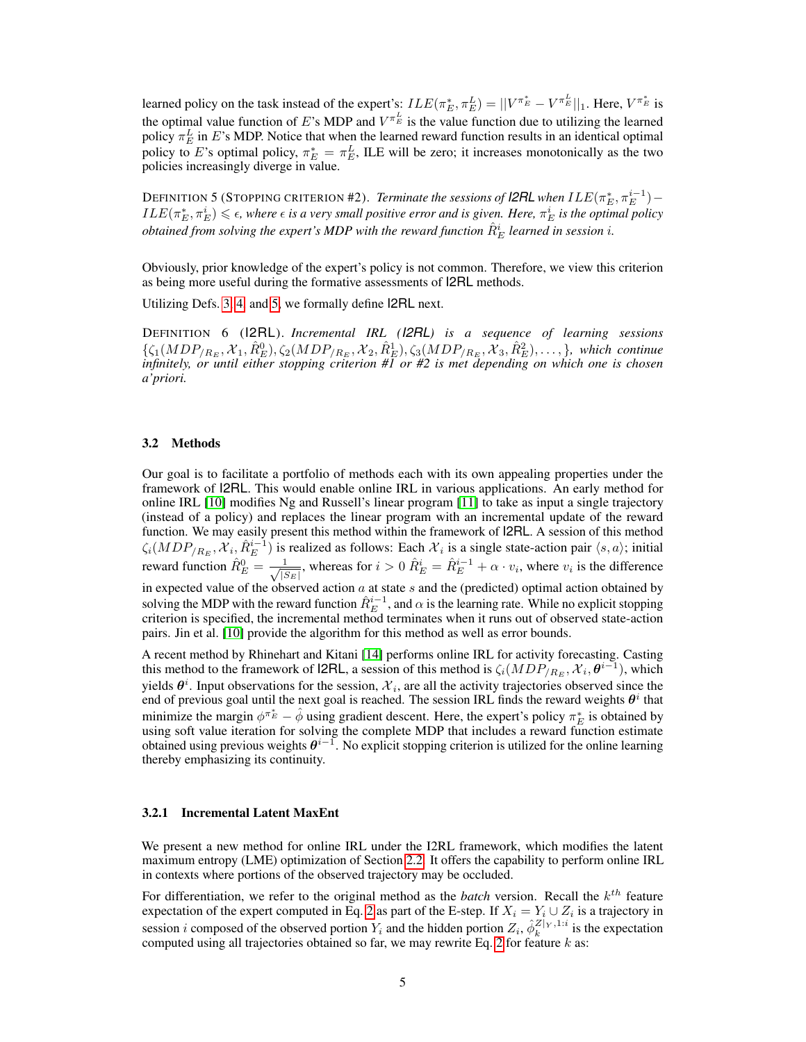learned policy on the task instead of the expert's: $ILE(\pi_E^*, \pi_E^L) = ||V^{\pi_E^*} - V^{\pi_E^L}||_1$. Here, $V^{\pi_E^*}$ is the optimal value function of $E$'s MDP and $V^{\pi_E^L}$ is the value function due to utilizing the learned policy $\pi_E^L$ in $E$'s MDP. Notice that when the learned reward function results in an identical optimal policy to $E$'s optimal policy, $\pi_E^* = \pi_E^L$, ILE will be zero; it increases monotonically as the two policies increasingly diverge in value.

DEFINITION 5 (STOPPING CRITERION #2). *Terminate the sessions of I2RL when $ILE(\pi_E^*, \pi_E^{i-1}) - ILE(\pi_E^*, \pi_E^i) \leqslant \epsilon$, where $\epsilon$ is a very small positive error and is given. Here, $\pi_E^i$ is the optimal policy obtained from solving the expert's MDP with the reward function $\hat{R}_E^i$ learned in session $i$.*

Obviously, prior knowledge of the expert's policy is not common. Therefore, we view this criterion as being more useful during the formative assessments of I2RL methods.

Utilizing Defs. 3, 4, and 5, we formally define I2RL next.

DEFINITION 6 (I2RL). *Incremental IRL (I2RL) is a sequence of learning sessions $\{\zeta_1(MDP_{/R_E}, \mathcal{X}_1, \hat{R}_E^0), \zeta_2(MDP_{/R_E}, \mathcal{X}_2, \hat{R}_E^1), \zeta_3(MDP_{/R_E}, \mathcal{X}_3, \hat{R}_E^2), \ldots,\}$, which continue infinitely, or until either stopping criterion #1 or #2 is met depending on which one is chosen a'priori.*

### 3.2 Methods

Our goal is to facilitate a portfolio of methods each with its own appealing properties under the framework of I2RL. This would enable online IRL in various applications. An early method for online IRL [10] modifies Ng and Russell's linear program [11] to take as input a single trajectory (instead of a policy) and replaces the linear program with an incremental update of the reward function. We may easily present this method within the framework of I2RL. A session of this method $\zeta_i(MDP_{/R_E}, \mathcal{X}_i, \hat{R}_E^{i-1})$ is realized as follows: Each $\mathcal{X}_i$ is a single state-action pair $\langle s, a \rangle$; initial reward function $\hat{R}_E^0 = \frac{1}{\sqrt{|S_E|}}$, whereas for $i > 0$ $\hat{R}_E^i = \hat{R}_E^{i-1} + \alpha \cdot v_i$, where $v_i$ is the difference in expected value of the observed action $a$ at state $s$ and the (predicted) optimal action obtained by solving the MDP with the reward function $\hat{R}_E^{i-1}$, and $\alpha$ is the learning rate. While no explicit stopping criterion is specified, the incremental method terminates when it runs out of observed state-action pairs. Jin et al. [10] provide the algorithm for this method as well as error bounds.

A recent method by Rhinehart and Kitani [14] performs online IRL for activity forecasting. Casting this method to the framework of I2RL, a session of this method is $\zeta_i(MDP_{/R_E}, \mathcal{X}_i, \boldsymbol{\theta}^{i-1})$, which yields $\boldsymbol{\theta}^i$. Input observations for the session, $\mathcal{X}_i$, are all the activity trajectories observed since the end of previous goal until the next goal is reached. The session IRL finds the reward weights $\boldsymbol{\theta}^i$ that minimize the margin $\phi^{\pi_E^*} - \hat{\phi}$ using gradient descent. Here, the expert's policy $\pi_E^*$ is obtained by using soft value iteration for solving the complete MDP that includes a reward function estimate obtained using previous weights $\boldsymbol{\theta}^{i-1}$. No explicit stopping criterion is utilized for the online learning thereby emphasizing its continuity.

#### 3.2.1 Incremental Latent MaxEnt

We present a new method for online IRL under the I2RL framework, which modifies the latent maximum entropy (LME) optimization of Section 2.2. It offers the capability to perform online IRL in contexts where portions of the observed trajectory may be occluded.

For differentiation, we refer to the original method as the *batch* version. Recall the $k^{th}$ feature expectation of the expert computed in Eq. 2 as part of the E-step. If $X_i = Y_i \cup Z_i$ is a trajectory in session $i$ composed of the observed portion $Y_i$ and the hidden portion $Z_i$, $\hat{\phi}_k^{Z|_Y, 1:i}$ is the expectation computed using all trajectories obtained so far, we may rewrite Eq. 2 for feature $k$ as: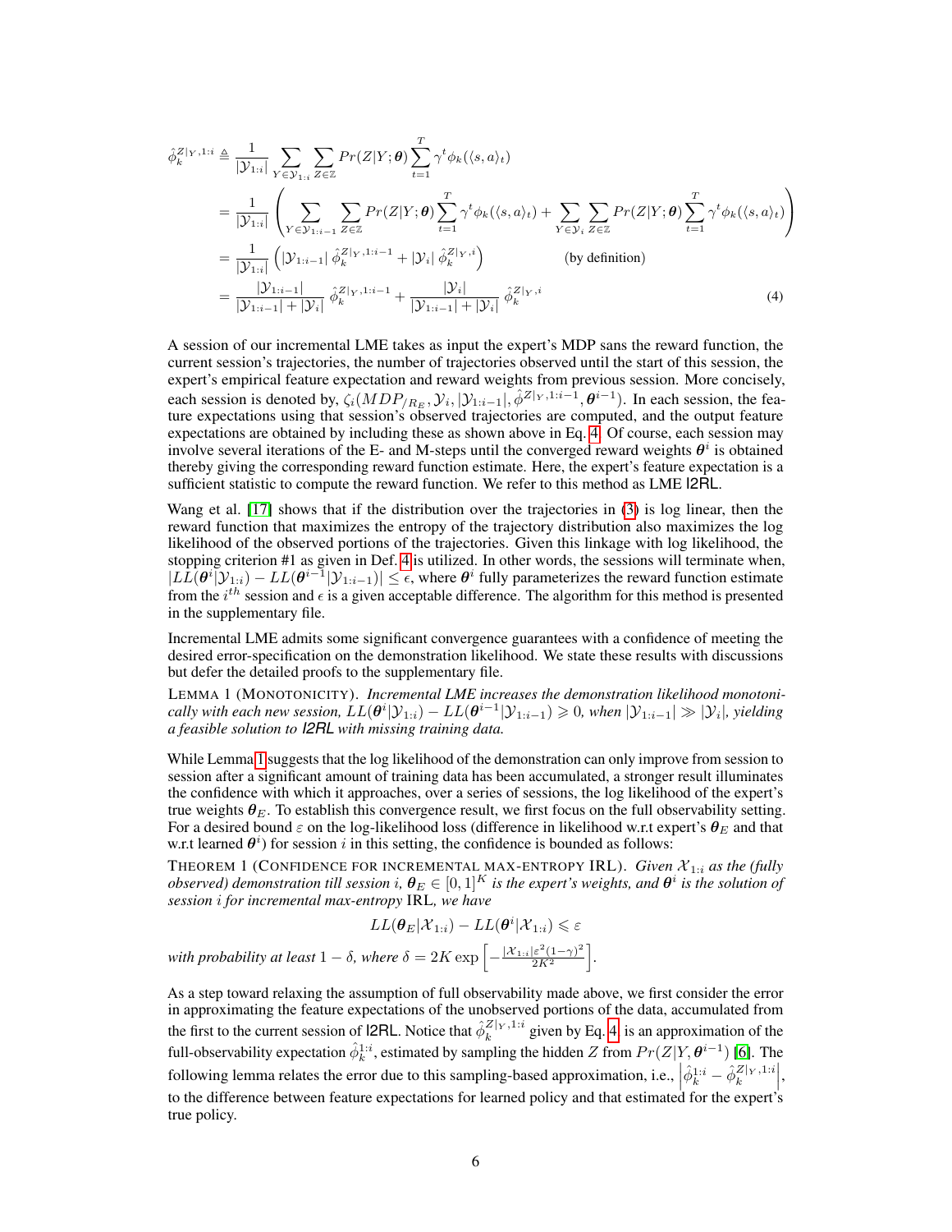$$
\begin{aligned}
\hat{\phi}_k^{Z|_Y,1:i} &\triangleq \frac{1}{|\mathcal{Y}_{1:i}|} \sum_{Y \in \mathcal{Y}_{1:i}} \sum_{Z \in \mathbb{Z}} Pr(Z|Y;\boldsymbol{\theta}) \sum_{t=1}^{T} \gamma^t \phi_k(\langle s,a\rangle_t) \\
&= \frac{1}{|\mathcal{Y}_{1:i}|} \left( \sum_{Y \in \mathcal{Y}_{1:i-1}} \sum_{Z \in \mathbb{Z}} Pr(Z|Y;\boldsymbol{\theta}) \sum_{t=1}^{T} \gamma^t \phi_k(\langle s,a\rangle_t) + \sum_{Y \in \mathcal{Y}_{i}} \sum_{Z \in \mathbb{Z}} Pr(Z|Y;\boldsymbol{\theta}) \sum_{t=1}^{T} \gamma^t \phi_k(\langle s,a\rangle_t) \right) \\
&= \frac{1}{|\mathcal{Y}_{1:i}|} \left( |\mathcal{Y}_{1:i-1}|\, \hat{\phi}_k^{Z|_Y,1:i-1} + |\mathcal{Y}_i|\, \hat{\phi}_k^{Z|_Y,i} \right) \qquad \text{(by definition)} \\
&= \frac{|\mathcal{Y}_{1:i-1}|}{|\mathcal{Y}_{1:i-1}| + |\mathcal{Y}_i|}\, \hat{\phi}_k^{Z|_Y,1:i-1} + \frac{|\mathcal{Y}_i|}{|\mathcal{Y}_{1:i-1}| + |\mathcal{Y}_i|}\, \hat{\phi}_k^{Z|_Y,i}
\end{aligned} \tag{4}
$$

A session of our incremental LME takes as input the expert's MDP sans the reward function, the current session's trajectories, the number of trajectories observed until the start of this session, the expert's empirical feature expectation and reward weights from previous session. More concisely, each session is denoted by, $\zeta_i(MDP_{/R_E}, \mathcal{Y}_i, |\mathcal{Y}_{1:i-1}|, \hat{\phi}^{Z|_Y,1:i-1}, \boldsymbol{\theta}^{i-1})$. In each session, the feature expectations using that session's observed trajectories are computed, and the output feature expectations are obtained by including these as shown above in Eq. 4. Of course, each session may involve several iterations of the E- and M-steps until the converged reward weights $\boldsymbol{\theta}^i$ is obtained thereby giving the corresponding reward function estimate. Here, the expert's feature expectation is a sufficient statistic to compute the reward function. We refer to this method as LME I2RL.

Wang et al. [17] shows that if the distribution over the trajectories in (3) is log linear, then the reward function that maximizes the entropy of the trajectory distribution also maximizes the log likelihood of the observed portions of the trajectories. Given this linkage with log likelihood, the stopping criterion #1 as given in Def. 4 is utilized. In other words, the sessions will terminate when, $|LL(\boldsymbol{\theta}^i|\mathcal{Y}_{1:i}) - LL(\boldsymbol{\theta}^{i-1}|\mathcal{Y}_{1:i-1})| \leq \epsilon$, where $\boldsymbol{\theta}^i$ fully parameterizes the reward function estimate from the $i^{th}$ session and $\epsilon$ is a given acceptable difference. The algorithm for this method is presented in the supplementary file.

Incremental LME admits some significant convergence guarantees with a confidence of meeting the desired error-specification on the demonstration likelihood. We state these results with discussions but defer the detailed proofs to the supplementary file.

LEMMA 1 (MONOTONICITY). *Incremental LME increases the demonstration likelihood monotonically with each new session, $LL(\boldsymbol{\theta}^i|\mathcal{Y}_{1:i}) - LL(\boldsymbol{\theta}^{i-1}|\mathcal{Y}_{1:i-1}) \geqslant 0$, when $|\mathcal{Y}_{1:i-1}| \gg |\mathcal{Y}_i|$, yielding a feasible solution to I2RL with missing training data.*

While Lemma 1 suggests that the log likelihood of the demonstration can only improve from session to session after a significant amount of training data has been accumulated, a stronger result illuminates the confidence with which it approaches, over a series of sessions, the log likelihood of the expert's true weights $\boldsymbol{\theta}_E$. To establish this convergence result, we first focus on the full observability setting. For a desired bound $\varepsilon$ on the log-likelihood loss (difference in likelihood w.r.t expert's $\boldsymbol{\theta}_E$ and that w.r.t learned $\boldsymbol{\theta}^i$) for session $i$ in this setting, the confidence is bounded as follows:

THEOREM 1 (CONFIDENCE FOR INCREMENTAL MAX-ENTROPY IRL). *Given $\mathcal{X}_{1:i}$ as the (fully observed) demonstration till session $i$, $\boldsymbol{\theta}_E \in [0,1]^K$ is the expert's weights, and $\boldsymbol{\theta}^i$ is the solution of session $i$ for incremental max-entropy* IRL, *we have*

$$LL(\boldsymbol{\theta}_E|\mathcal{X}_{1:i}) - LL(\boldsymbol{\theta}^i|\mathcal{X}_{1:i}) \leqslant \varepsilon$$

*with probability at least $1-\delta$, where $\delta = 2K \exp\left[-\frac{|\mathcal{X}_{1:i}|\varepsilon^2(1-\gamma)^2}{2K^2}\right]$.*

As a step toward relaxing the assumption of full observability made above, we first consider the error in approximating the feature expectations of the unobserved portions of the data, accumulated from the first to the current session of I2RL. Notice that $\hat{\phi}_k^{Z|_Y,1:i}$ given by Eq. 4 is an approximation of the full-observability expectation $\hat{\phi}_k^{1:i}$, estimated by sampling the hidden $Z$ from $Pr(Z|Y, \boldsymbol{\theta}^{i-1})$ [6]. The following lemma relates the error due to this sampling-based approximation, i.e., $\left|\hat{\phi}_k^{1:i} - \hat{\phi}_k^{Z|_Y,1:i}\right|$, to the difference between feature expectations for learned policy and that estimated for the expert's true policy.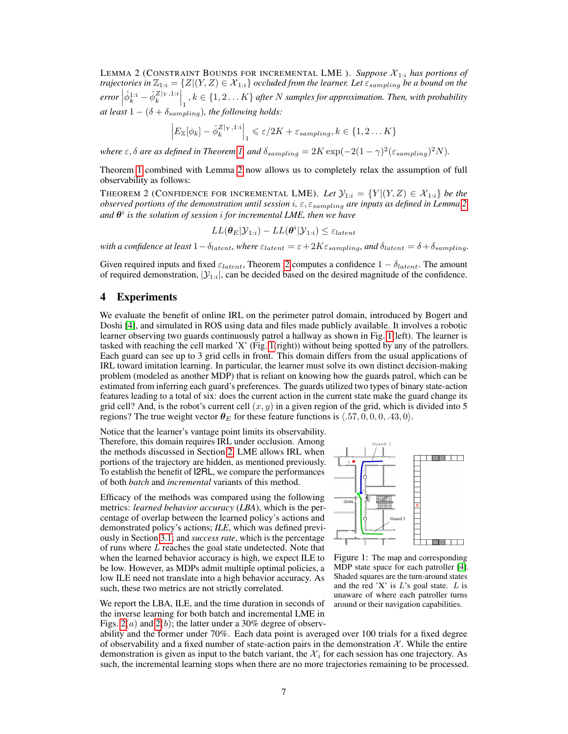LEMMA 2 (CONSTRAINT BOUNDS FOR INCREMENTAL LME ). *Suppose $\mathcal{X}_{1:i}$ has portions of trajectories in $\mathbb{Z}_{1:i} = \{Z|(Y,Z) \in \mathcal{X}_{1:i}\}$ occluded from the learner. Let $\varepsilon_{sampling}$ be a bound on the error $\left|\hat{\phi}_k^{1:i} - \hat{\phi}_k^{Z|_Y,1:i}\right|_1, k \in \{1,2\dots K\}$ after $N$ samples for approximation. Then, with probability at least $1-(\delta+\delta_{sampling})$, the following holds:*

$$\left|E_{\mathbb{X}}[\phi_k] - \hat{\phi}_k^{Z|_Y,1:i}\right|_1 \leqslant \varepsilon/2K + \varepsilon_{sampling}, k \in \{1,2\dots K\}$$

*where $\varepsilon, \delta$ are as defined in Theorem 1 and $\delta_{sampling} = 2K\exp(-2(1-\gamma)^2(\varepsilon_{sampling})^2 N)$.*

Theorem 1 combined with Lemma 2 now allows us to completely relax the assumption of full observability as follows:

THEOREM 2 (CONFIDENCE FOR INCREMENTAL LME). *Let $\mathcal{Y}_{1:i} = \{Y|(Y,Z) \in \mathcal{X}_{1:i}\}$ be the observed portions of the demonstration until session $i$, $\varepsilon, \varepsilon_{sampling}$ are inputs as defined in Lemma 2 and $\boldsymbol{\theta}^i$ is the solution of session $i$ for incremental LME, then we have*

$$LL(\boldsymbol{\theta}_E|\mathcal{Y}_{1:i}) - LL(\boldsymbol{\theta}^i|\mathcal{Y}_{1:i}) \leq \varepsilon_{latent}$$

*with a confidence at least $1-\delta_{latent}$, where $\varepsilon_{latent} = \varepsilon + 2K\varepsilon_{sampling}$, and $\delta_{latent} = \delta + \delta_{sampling}$.*

Given required inputs and fixed $\varepsilon_{latent}$, Theorem 2 computes a confidence $1-\delta_{latent}$. The amount of required demonstration, $|\mathcal{Y}_{1:i}|$, can be decided based on the desired magnitude of the confidence.

## 4 Experiments

We evaluate the benefit of online IRL on the perimeter patrol domain, introduced by Bogert and Doshi [4], and simulated in ROS using data and files made publicly available. It involves a robotic learner observing two guards continuously patrol a hallway as shown in Fig. 1(left). The learner is tasked with reaching the cell marked 'X' (Fig. 1(right)) without being spotted by any of the patrollers. Each guard can see up to 3 grid cells in front. This domain differs from the usual applications of IRL toward imitation learning. In particular, the learner must solve its own distinct decision-making problem (modeled as another MDP) that is reliant on knowing how the guards patrol, which can be estimated from inferring each guard's preferences. The guards utilized two types of binary state-action features leading to a total of six: does the current action in the current state make the guard change its grid cell? And, is the robot's current cell $(x,y)$ in a given region of the grid, which is divided into 5 regions? The true weight vector $\boldsymbol{\theta}_E$ for these feature functions is $\langle .57, 0, 0, 0, .43, 0\rangle$.

Notice that the learner's vantage point limits its observability. Therefore, this domain requires IRL under occlusion. Among the methods discussed in Section 2, LME allows IRL when portions of the trajectory are hidden, as mentioned previously. To establish the benefit of I2RL, we compare the performances of both *batch* and *incremental* variants of this method.

Efficacy of the methods was compared using the following metrics: *learned behavior accuracy* (*LBA*), which is the percentage of overlap between the learned policy's actions and demonstrated policy's actions; *ILE*, which was defined previously in Section 3.1; and *success rate*, which is the percentage of runs where $L$ reaches the goal state undetected. Note that when the learned behavior accuracy is high, we expect ILE to be low. However, as MDPs admit multiple optimal policies, a low ILE need not translate into a high behavior accuracy. As such, these two metrics are not strictly correlated.

Guard 1

L

GOAL

Guard 2

X

Figure 1: The map and corresponding MDP state space for each patroller [4]. Shaded squares are the turn-around states and the red 'X' is $L$'s goal state. $L$ is unaware of where each patroller turns around or their navigation capabilities.

We report the LBA, ILE, and the time duration in seconds of the inverse learning for both batch and incremental LME in Figs. 2($a$) and 2($b$); the latter under a 30% degree of observability and the former under 70%. Each data point is averaged over 100 trials for a fixed degree of observability and a fixed number of state-action pairs in the demonstration $\mathcal{X}$. While the entire demonstration is given as input to the batch variant, the $\mathcal{X}_i$ for each session has one trajectory. As such, the incremental learning stops when there are no more trajectories remaining to be processed.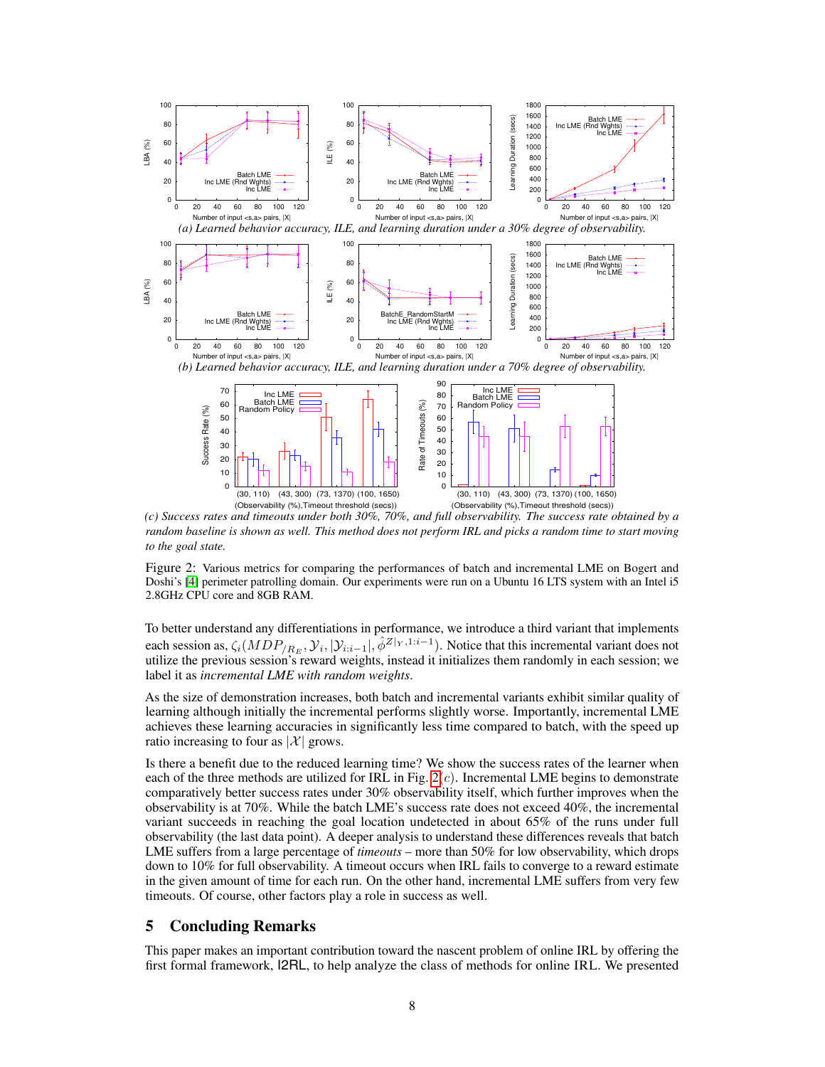LBA (%)
100
80
60
40
20
0
0 20 40 60 80 100 120
Number of input <s,a> pairs, |X|
Batch LME
Inc LME (Rnd Wghts)
Inc LME

ILE (%)
100
80
60
40
20
0
0 20 40 60 80 100 120
Number of input <s,a> pairs, |X|
Batch LME
Inc LME (Rnd Wghts)
Inc LME

Learning Duration (secs)
1800
1600
1400
1200
1000
800
600
400
200
0
0 20 40 60 80 100 120
Number of input <s,a> pairs, |X|
Batch LME
Inc LME (Rnd Wghts)
Inc LME

*(a) Learned behavior accuracy, ILE, and learning duration under a 30% degree of observability.*

LBA (%)
100
80
60
40
20
0
0 20 40 60 80 100 120
Number of input <s,a> pairs, |X|
Batch LME
Inc LME (Rnd Wghts)
Inc LME

ILE (%)
100
80
60
40
20
0
0 20 40 60 80 100 120
Number of input <s,a> pairs, |X|
BatchE_RandomStartM
Inc LME (Rnd Wghts)
Inc LME

Learning Duration (secs)
1800
1600
1400
1200
1000
800
600
400
200
0
0 20 40 60 80 100 120
Number of input <s,a> pairs, |X|
Batch LME
Inc LME (Rnd Wghts)
Inc LME

*(b) Learned behavior accuracy, ILE, and learning duration under a 70% degree of observability.*

Success Rate (%)
70
60
50
40
30
20
10
0
Inc LME
Batch LME
Random Policy
(30, 110) (43, 300) (73, 1370) (100, 1650)
(Observability (%),Timeout threshold (secs))

Rate of Timeouts (%)
90
80
70
60
50
40
30
20
10
0
Inc LME
Batch LME
Random Policy
(30, 110) (43, 300) (73, 1370) (100, 1650)
(Observability (%),Timeout threshold (secs))

*(c) Success rates and timeouts under both 30%, 70%, and full observability. The success rate obtained by a random baseline is shown as well. This method does not perform IRL and picks a random time to start moving to the goal state.*

Figure 2: Various metrics for comparing the performances of batch and incremental LME on Bogert and Doshi's [4] perimeter patrolling domain. Our experiments were run on a Ubuntu 16 LTS system with an Intel i5 2.8GHz CPU core and 8GB RAM.

To better understand any differentiations in performance, we introduce a third variant that implements each session as, $\zeta_i(MDP_{/R_E}, \mathcal{Y}_i, |\mathcal{Y}_{i:i-1}|, \hat{\phi}^{Z|_Y,1:i-1})$. Notice that this incremental variant does not utilize the previous session's reward weights, instead it initializes them randomly in each session; we label it as *incremental LME with random weights*.

As the size of demonstration increases, both batch and incremental variants exhibit similar quality of learning although initially the incremental performs slightly worse. Importantly, incremental LME achieves these learning accuracies in significantly less time compared to batch, with the speed up ratio increasing to four as $|\mathcal{X}|$ grows.

Is there a benefit due to the reduced learning time? We show the success rates of the learner when each of the three methods are utilized for IRL in Fig. 2$(c)$. Incremental LME begins to demonstrate comparatively better success rates under 30% observability itself, which further improves when the observability is at 70%. While the batch LME's success rate does not exceed 40%, the incremental variant succeeds in reaching the goal location undetected in about 65% of the runs under full observability (the last data point). A deeper analysis to understand these differences reveals that batch LME suffers from a large percentage of *timeouts* – more than 50% for low observability, which drops down to 10% for full observability. A timeout occurs when IRL fails to converge to a reward estimate in the given amount of time for each run. On the other hand, incremental LME suffers from very few timeouts. Of course, other factors play a role in success as well.

## 5 Concluding Remarks

This paper makes an important contribution toward the nascent problem of online IRL by offering the first formal framework, I2RL, to help analyze the class of methods for online IRL. We presented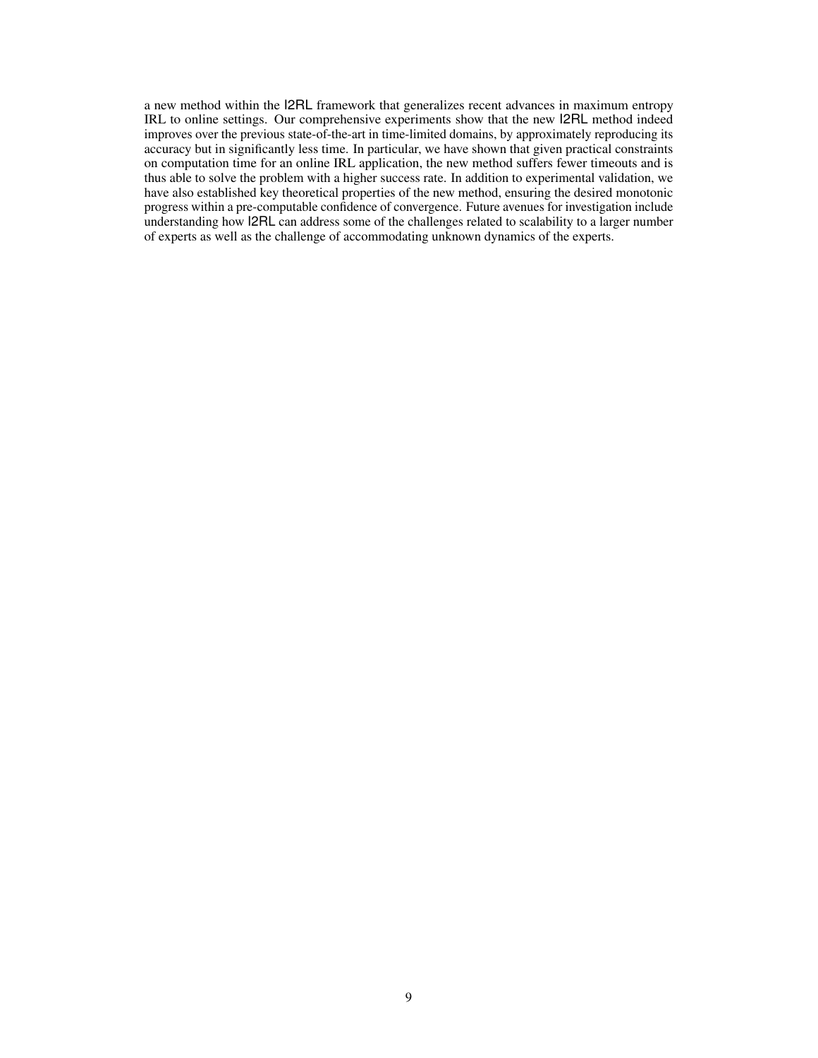a new method within the I2RL framework that generalizes recent advances in maximum entropy IRL to online settings. Our comprehensive experiments show that the new I2RL method indeed improves over the previous state-of-the-art in time-limited domains, by approximately reproducing its accuracy but in significantly less time. In particular, we have shown that given practical constraints on computation time for an online IRL application, the new method suffers fewer timeouts and is thus able to solve the problem with a higher success rate. In addition to experimental validation, we have also established key theoretical properties of the new method, ensuring the desired monotonic progress within a pre-computable confidence of convergence. Future avenues for investigation include understanding how I2RL can address some of the challenges related to scalability to a larger number of experts as well as the challenge of accommodating unknown dynamics of the experts.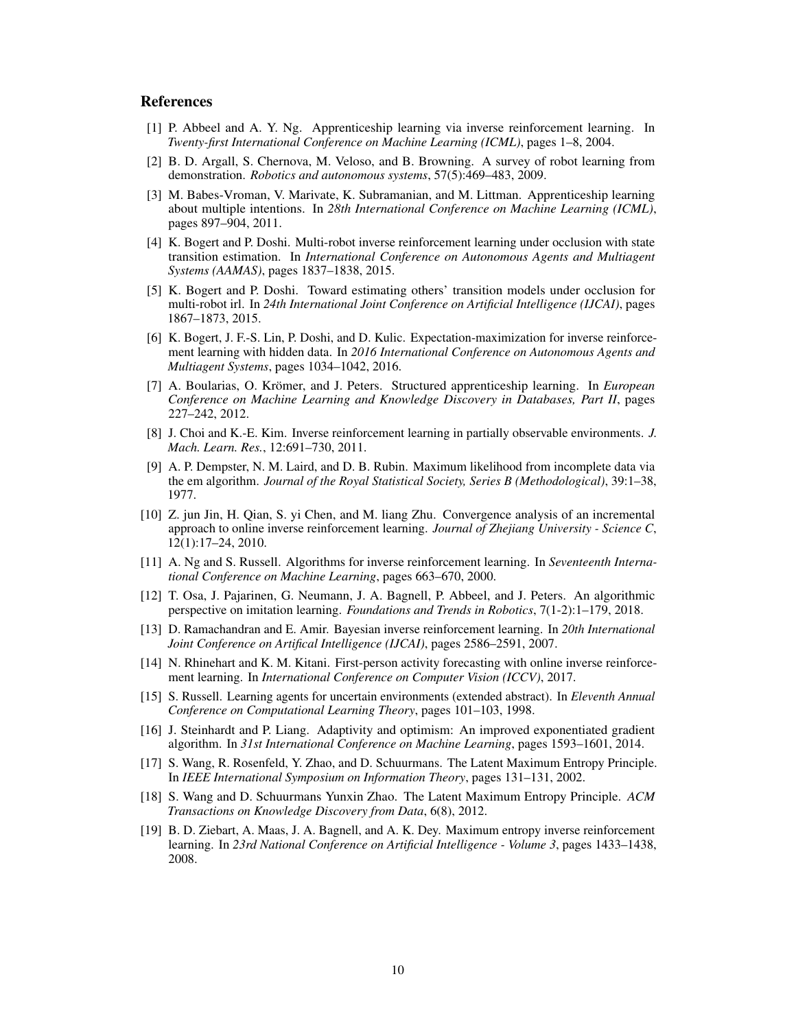## References

[1] P. Abbeel and A. Y. Ng. Apprenticeship learning via inverse reinforcement learning. In *Twenty-first International Conference on Machine Learning (ICML)*, pages 1–8, 2004.

[2] B. D. Argall, S. Chernova, M. Veloso, and B. Browning. A survey of robot learning from demonstration. *Robotics and autonomous systems*, 57(5):469–483, 2009.

[3] M. Babes-Vroman, V. Marivate, K. Subramanian, and M. Littman. Apprenticeship learning about multiple intentions. In *28th International Conference on Machine Learning (ICML)*, pages 897–904, 2011.

[4] K. Bogert and P. Doshi. Multi-robot inverse reinforcement learning under occlusion with state transition estimation. In *International Conference on Autonomous Agents and Multiagent Systems (AAMAS)*, pages 1837–1838, 2015.

[5] K. Bogert and P. Doshi. Toward estimating others' transition models under occlusion for multi-robot irl. In *24th International Joint Conference on Artificial Intelligence (IJCAI)*, pages 1867–1873, 2015.

[6] K. Bogert, J. F.-S. Lin, P. Doshi, and D. Kulic. Expectation-maximization for inverse reinforcement learning with hidden data. In *2016 International Conference on Autonomous Agents and Multiagent Systems*, pages 1034–1042, 2016.

[7] A. Boularias, O. Krömer, and J. Peters. Structured apprenticeship learning. In *European Conference on Machine Learning and Knowledge Discovery in Databases, Part II*, pages 227–242, 2012.

[8] J. Choi and K.-E. Kim. Inverse reinforcement learning in partially observable environments. *J. Mach. Learn. Res.*, 12:691–730, 2011.

[9] A. P. Dempster, N. M. Laird, and D. B. Rubin. Maximum likelihood from incomplete data via the em algorithm. *Journal of the Royal Statistical Society, Series B (Methodological)*, 39:1–38, 1977.

[10] Z. jun Jin, H. Qian, S. yi Chen, and M. liang Zhu. Convergence analysis of an incremental approach to online inverse reinforcement learning. *Journal of Zhejiang University - Science C*, 12(1):17–24, 2010.

[11] A. Ng and S. Russell. Algorithms for inverse reinforcement learning. In *Seventeenth International Conference on Machine Learning*, pages 663–670, 2000.

[12] T. Osa, J. Pajarinen, G. Neumann, J. A. Bagnell, P. Abbeel, and J. Peters. An algorithmic perspective on imitation learning. *Foundations and Trends in Robotics*, 7(1-2):1–179, 2018.

[13] D. Ramachandran and E. Amir. Bayesian inverse reinforcement learning. In *20th International Joint Conference on Artifical Intelligence (IJCAI)*, pages 2586–2591, 2007.

[14] N. Rhinehart and K. M. Kitani. First-person activity forecasting with online inverse reinforcement learning. In *International Conference on Computer Vision (ICCV)*, 2017.

[15] S. Russell. Learning agents for uncertain environments (extended abstract). In *Eleventh Annual Conference on Computational Learning Theory*, pages 101–103, 1998.

[16] J. Steinhardt and P. Liang. Adaptivity and optimism: An improved exponentiated gradient algorithm. In *31st International Conference on Machine Learning*, pages 1593–1601, 2014.

[17] S. Wang, R. Rosenfeld, Y. Zhao, and D. Schuurmans. The Latent Maximum Entropy Principle. In *IEEE International Symposium on Information Theory*, pages 131–131, 2002.

[18] S. Wang and D. Schuurmans Yunxin Zhao. The Latent Maximum Entropy Principle. *ACM Transactions on Knowledge Discovery from Data*, 6(8), 2012.

[19] B. D. Ziebart, A. Maas, J. A. Bagnell, and A. K. Dey. Maximum entropy inverse reinforcement learning. In *23rd National Conference on Artificial Intelligence - Volume 3*, pages 1433–1438, 2008.